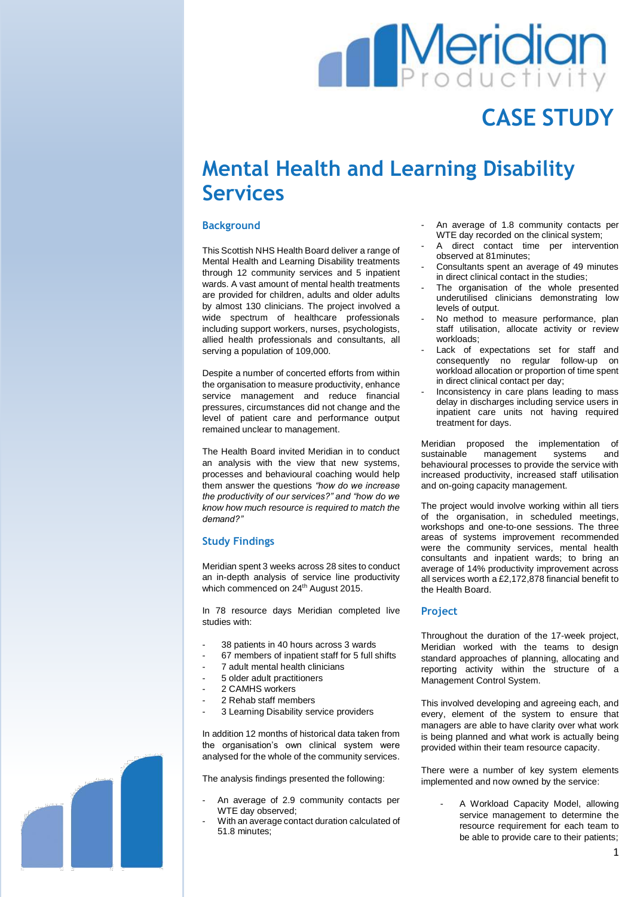Meridian Productivity

# CASE STUDY

# Mental Health and Learning Disability Services

## Background

This Scottish NHS Health Board deliver a range of Mental Health and Learning Disability treatments through 12 community services and 5 inpatient wards. A vast amount of mental health treatments are provided for children, adults and older adults by almost 130 clinicians. The project involved a wide spectrum of healthcare professionals including support workers, nurses, psychologists, allied health professionals and consultants, all serving a population of 109,000.

Despite a number of concerted efforts from within the organisation to measure productivity, enhance service management and reduce financial pressures, circumstances did not change and the level of patient care and performance output remained unclear to management.

The Health Board invited Meridian in to conduct an analysis with the view that new systems, processes and behavioural coaching would help them answer the questions *"how do we increase the productivity of our services?" and "how do we know how much resource is required to match the demand?"*

## Study Findings

Meridian spent 3 weeks across 28 sites to conduct an in-depth analysis of service line productivity which commenced on 24th August 2015.

In 78 resource days Meridian completed live studies with:

- 38 patients in 40 hours across 3 wards
- 67 members of inpatient staff for 5 full shifts
- 7 adult mental health clinicians
- 5 older adult practitioners
- 2 CAMHS workers
- 2 Rehab staff members
- 3 Learning Disability service providers

In addition 12 months of historical data taken from the organisation's own clinical system were analysed for the whole of the community services.

The analysis findings presented the following:

- An average of 2.9 community contacts per WTE day observed;
- With an average contact duration calculated of 51.8 minutes;
- An average of 1.8 community contacts per WTE day recorded on the clinical system;
- A direct contact time per intervention observed at 81minutes;
- Consultants spent an average of 49 minutes in direct clinical contact in the studies;
- The organisation of the whole presented underutilised clinicians demonstrating low levels of output.
- No method to measure performance, plan staff utilisation, allocate activity or review workloads;
- Lack of expectations set for staff and consequently no regular follow-up on workload allocation or proportion of time spent in direct clinical contact per day;
- Inconsistency in care plans leading to mass delay in discharges including service users in inpatient care units not having required treatment for days.

Meridian proposed the implementation of sustainable management systems and behavioural processes to provide the service with increased productivity, increased staff utilisation and on-going capacity management.

The project would involve working within all tiers of the organisation, in scheduled meetings, workshops and one-to-one sessions. The three areas of systems improvement recommended were the community services, mental health consultants and inpatient wards; to bring an average of 14% productivity improvement across all services worth a £2,172,878 financial benefit to the Health Board.

## Project

Throughout the duration of the 17-week project, Meridian worked with the teams to design standard approaches of planning, allocating and reporting activity within the structure of a Management Control System.

This involved developing and agreeing each, and every, element of the system to ensure that managers are able to have clarity over what work is being planned and what work is actually being provided within their team resource capacity.

There were a number of key system elements implemented and now owned by the service:

- A Workload Capacity Model, allowing service management to determine the resource requirement for each team to be able to provide care to their patients;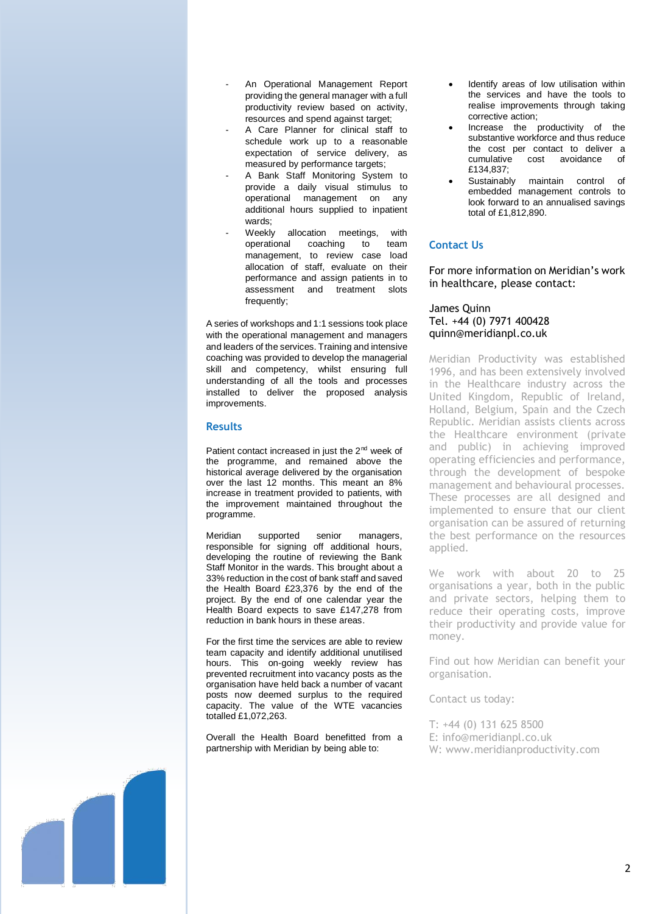- An Operational Management Report providing the general manager with a full productivity review based on activity, resources and spend against target;
- A Care Planner for clinical staff to schedule work up to a reasonable expectation of service delivery, as measured by performance targets;
- A Bank Staff Monitoring System to provide a daily visual stimulus to operational management on any additional hours supplied to inpatient wards;
- Weekly allocation meetings, with operational coaching to team management, to review case load allocation of staff, evaluate on their performance and assign patients in to assessment and treatment slots frequently;

A series of workshops and 1:1 sessions took place with the operational management and managers and leaders of the services. Training and intensive coaching was provided to develop the managerial skill and competency, whilst ensuring full understanding of all the tools and processes installed to deliver the proposed analysis improvements.

## Results

Patient contact increased in just the 2nd week of the programme, and remained above the historical average delivered by the organisation over the last 12 months. This meant an 8% increase in treatment provided to patients, with the improvement maintained throughout the programme.

Meridian supported senior managers, responsible for signing off additional hours, developing the routine of reviewing the Bank Staff Monitor in the wards. This brought about a 33% reduction in the cost of bank staff and saved the Health Board £23,376 by the end of the project. By the end of one calendar year the Health Board expects to save £147,278 from reduction in bank hours in these areas.

For the first time the services are able to review team capacity and identify additional unutilised hours. This on-going weekly review has prevented recruitment into vacancy posts as the organisation have held back a number of vacant posts now deemed surplus to the required capacity. The value of the WTE vacancies totalled £1,072,263.

Overall the Health Board benefitted from a partnership with Meridian by being able to:

- Identify areas of low utilisation within the services and have the tools to realise improvements through taking corrective action;
- Increase the productivity of the substantive workforce and thus reduce the cost per contact to deliver a cumulative cost avoidance of £134,837;
- Sustainably maintain control of embedded management controls to look forward to an annualised savings total of £1,812,890.

## Contact Us

For more information on Meridian's work in healthcare, please contact:

James Quinn
Tel. +44 (0) 7971 400428
quinn@meridianpl.co.uk

Meridian Productivity was established 1996, and has been extensively involved in the Healthcare industry across the United Kingdom, Republic of Ireland, Holland, Belgium, Spain and the Czech Republic. Meridian assists clients across the Healthcare environment (private and public) in achieving improved operating efficiencies and performance, through the development of bespoke management and behavioural processes. These processes are all designed and implemented to ensure that our client organisation can be assured of returning the best performance on the resources applied.

We work with about 20 to 25 organisations a year, both in the public and private sectors, helping them to reduce their operating costs, improve their productivity and provide value for money.

Find out how Meridian can benefit your organisation.

Contact us today:

T: +44 (0) 131 625 8500
E: info@meridianpl.co.uk
W: www.meridianproductivity.com